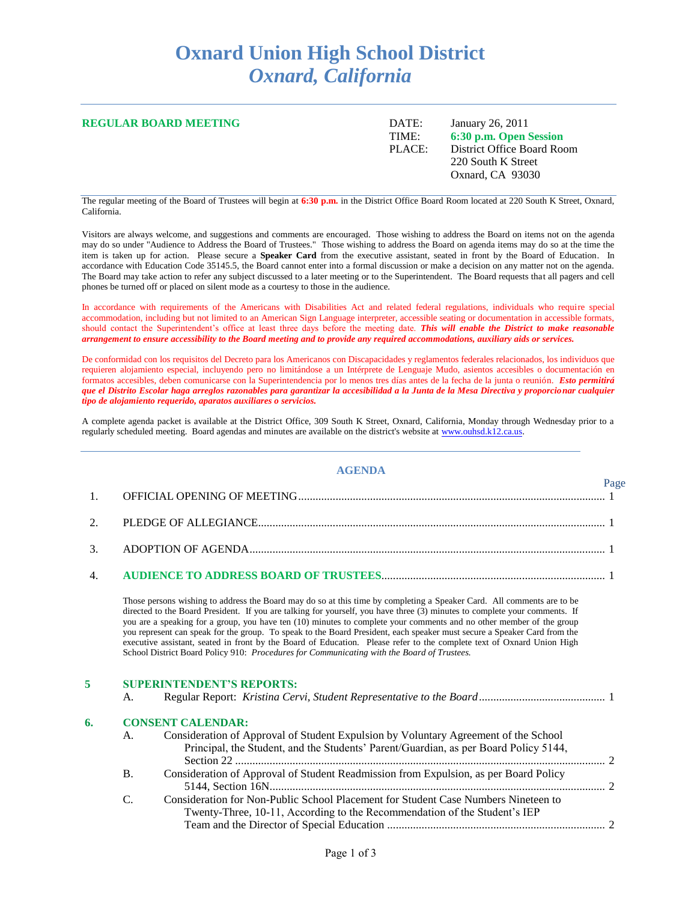# Oxnard Union High School District
## *Oxnard, California*

**REGULAR BOARD MEETING**

| | |
|---|---|
| DATE: | January 26, 2011 |
| TIME: | **6:30 p.m. Open Session** |
| PLACE: | District Office Board Room<br>220 South K Street<br>Oxnard, CA 93030 |

The regular meeting of the Board of Trustees will begin at **6:30 p.m.** in the District Office Board Room located at 220 South K Street, Oxnard, California.

Visitors are always welcome, and suggestions and comments are encouraged. Those wishing to address the Board on items not on the agenda may do so under "Audience to Address the Board of Trustees." Those wishing to address the Board on agenda items may do so at the time the item is taken up for action. Please secure a **Speaker Card** from the executive assistant, seated in front by the Board of Education. In accordance with Education Code 35145.5, the Board cannot enter into a formal discussion or make a decision on any matter not on the agenda. The Board may take action to refer any subject discussed to a later meeting or to the Superintendent. The Board requests that all pagers and cell phones be turned off or placed on silent mode as a courtesy to those in the audience.

In accordance with requirements of the Americans with Disabilities Act and related federal regulations, individuals who require special accommodation, including but not limited to an American Sign Language interpreter, accessible seating or documentation in accessible formats, should contact the Superintendent's office at least three days before the meeting date. ***This will enable the District to make reasonable arrangement to ensure accessibility to the Board meeting and to provide any required accommodations, auxiliary aids or services.***

De conformidad con los requisitos del Decreto para los Americanos con Discapacidades y reglamentos federales relacionados, los individuos que requieren alojamiento especial, incluyendo pero no limitándose a un Intérprete de Lenguaje Mudo, asientos accesibles o documentación en formatos accesibles, deben comunicarse con la Superintendencia por lo menos tres días antes de la fecha de la junta o reunión. ***Esto permitirá que el Distrito Escolar haga arreglos razonables para garantizar la accesibilidad a la Junta de la Mesa Directiva y proporcionar cualquier tipo de alojamiento requerido, aparatos auxiliares o servicios.***

A complete agenda packet is available at the District Office, 309 South K Street, Oxnard, California, Monday through Wednesday prior to a regularly scheduled meeting. Board agendas and minutes are available on the district's website at www.ouhsd.k12.ca.us.

## AGENDA

| | | Page |
|---|---|---|
| 1. | OFFICIAL OPENING OF MEETING | 1 |
| 2. | PLEDGE OF ALLEGIANCE | 1 |
| 3. | ADOPTION OF AGENDA | 1 |
| 4. | **AUDIENCE TO ADDRESS BOARD OF TRUSTEES** | 1 |

Those persons wishing to address the Board may do so at this time by completing a Speaker Card. All comments are to be directed to the Board President. If you are talking for yourself, you have three (3) minutes to complete your comments. If you are a speaking for a group, you have ten (10) minutes to complete your comments and no other member of the group you represent can speak for the group. To speak to the Board President, each speaker must secure a Speaker Card from the executive assistant, seated in front by the Board of Education. Please refer to the complete text of Oxnard Union High School District Board Policy 910: *Procedures for Communicating with the Board of Trustees.*

**5 SUPERINTENDENT'S REPORTS:**

A. Regular Report: *Kristina Cervi, Student Representative to the Board* ..... 1

**6. CONSENT CALENDAR:**

A. Consideration of Approval of Student Expulsion by Voluntary Agreement of the School Principal, the Student, and the Students' Parent/Guardian, as per Board Policy 5144, Section 22 ..... 2

B. Consideration of Approval of Student Readmission from Expulsion, as per Board Policy 5144, Section 16N ..... 2

C. Consideration for Non-Public School Placement for Student Case Numbers Nineteen to Twenty-Three, 10-11, According to the Recommendation of the Student's IEP Team and the Director of Special Education ..... 2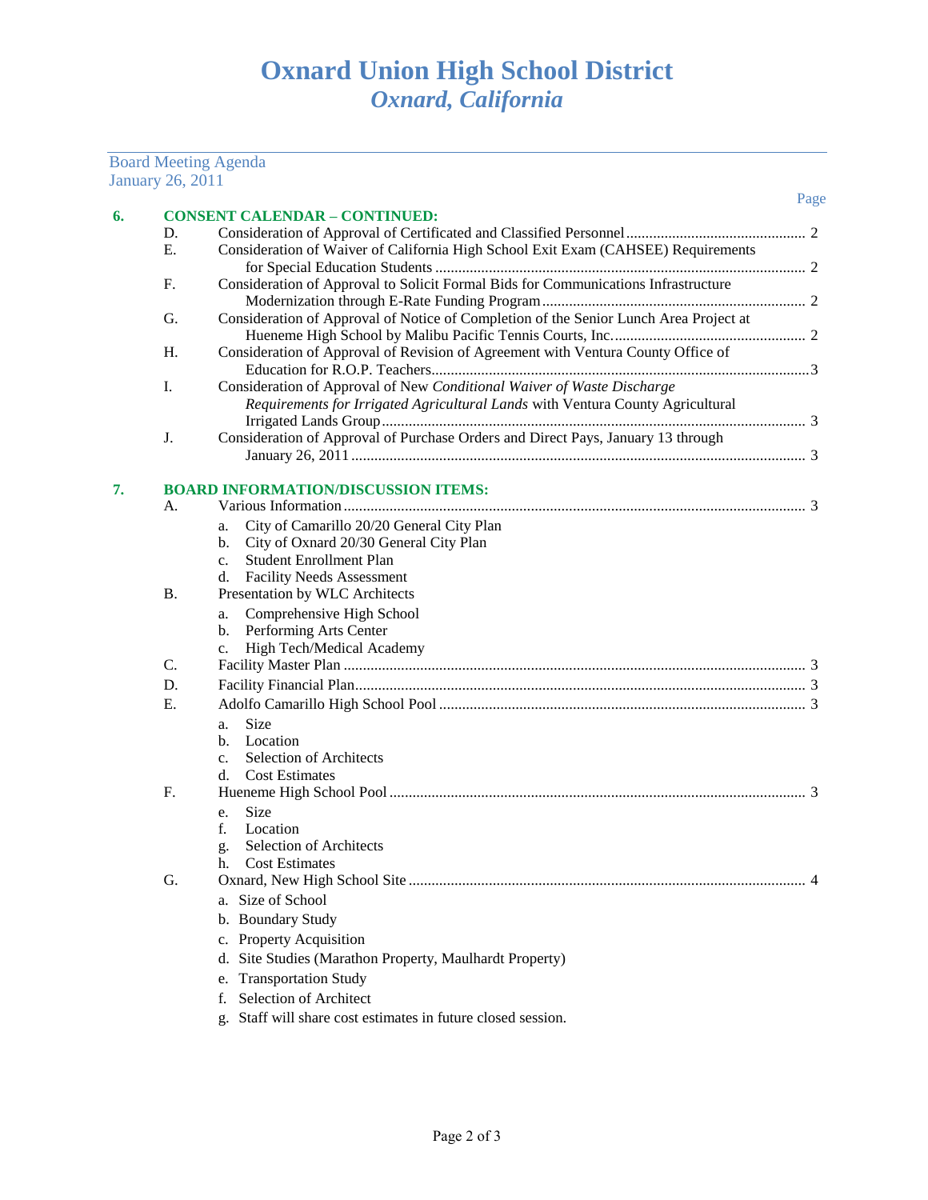# Oxnard Union High School District
## *Oxnard, California*

Board Meeting Agenda
January 26, 2011

Page

**6. CONSENT CALENDAR – CONTINUED:**

- D. Consideration of Approval of Certificated and Classified Personnel .............. 2
- E. Consideration of Waiver of California High School Exit Exam (CAHSEE) Requirements for Special Education Students .............. 2
- F. Consideration of Approval to Solicit Formal Bids for Communications Infrastructure Modernization through E-Rate Funding Program .............. 2
- G. Consideration of Approval of Notice of Completion of the Senior Lunch Area Project at Hueneme High School by Malibu Pacific Tennis Courts, Inc. .............. 2
- H. Consideration of Approval of Revision of Agreement with Ventura County Office of Education for R.O.P. Teachers .............. 3
- I. Consideration of Approval of New *Conditional Waiver of Waste Discharge Requirements for Irrigated Agricultural Lands* with Ventura County Agricultural Irrigated Lands Group .............. 3
- J. Consideration of Approval of Purchase Orders and Direct Pays, January 13 through January 26, 2011 .............. 3

**7. BOARD INFORMATION/DISCUSSION ITEMS:**

- A. Various Information .............. 3
  - a. City of Camarillo 20/20 General City Plan
  - b. City of Oxnard 20/30 General City Plan
  - c. Student Enrollment Plan
  - d. Facility Needs Assessment
- B. Presentation by WLC Architects
  - a. Comprehensive High School
  - b. Performing Arts Center
  - c. High Tech/Medical Academy
- C. Facility Master Plan .............. 3
- D. Facility Financial Plan .............. 3
- E. Adolfo Camarillo High School Pool .............. 3
  - a. Size
  - b. Location
  - c. Selection of Architects
  - d. Cost Estimates
- F. Hueneme High School Pool .............. 3
  - e. Size
  - f. Location
  - g. Selection of Architects
  - h. Cost Estimates
- G. Oxnard, New High School Site .............. 4
  - a. Size of School
  - b. Boundary Study
  - c. Property Acquisition
  - d. Site Studies (Marathon Property, Maulhardt Property)
  - e. Transportation Study
  - f. Selection of Architect
  - g. Staff will share cost estimates in future closed session.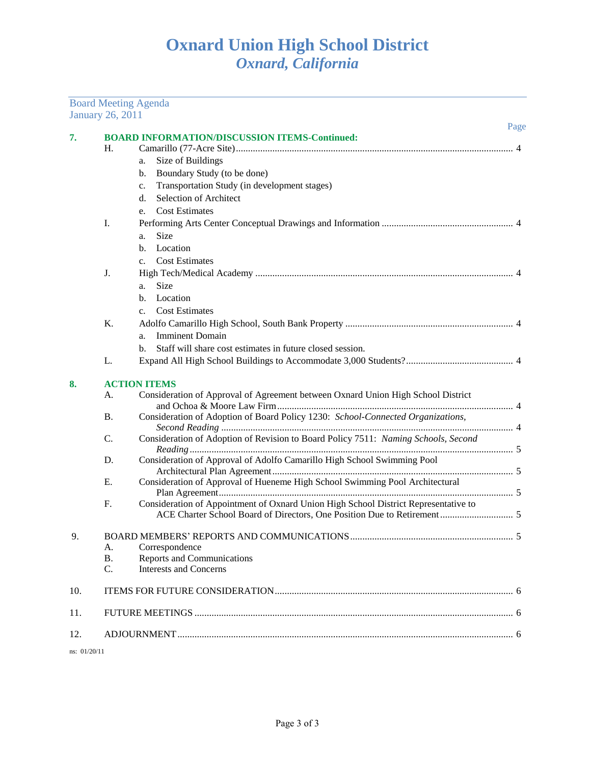# Oxnard Union High School District
## *Oxnard, California*

Board Meeting Agenda
January 26, 2011

Page

**7. BOARD INFORMATION/DISCUSSION ITEMS-Continued:**

H. Camarillo (77-Acre Site) ..... 4
   a. Size of Buildings
   b. Boundary Study (to be done)
   c. Transportation Study (in development stages)
   d. Selection of Architect
   e. Cost Estimates

I. Performing Arts Center Conceptual Drawings and Information ..... 4
   a. Size
   b. Location
   c. Cost Estimates

J. High Tech/Medical Academy ..... 4
   a. Size
   b. Location
   c. Cost Estimates

K. Adolfo Camarillo High School, South Bank Property ..... 4
   a. Imminent Domain
   b. Staff will share cost estimates in future closed session.

L. Expand All High School Buildings to Accommodate 3,000 Students? ..... 4

**8. ACTION ITEMS**

A. Consideration of Approval of Agreement between Oxnard Union High School District and Ochoa & Moore Law Firm ..... 4

B. Consideration of Adoption of Board Policy 1230: *School-Connected Organizations, Second Reading* ..... 4

C. Consideration of Adoption of Revision to Board Policy 7511: *Naming Schools, Second Reading* ..... 5

D. Consideration of Approval of Adolfo Camarillo High School Swimming Pool Architectural Plan Agreement ..... 5

E. Consideration of Approval of Hueneme High School Swimming Pool Architectural Plan Agreement ..... 5

F. Consideration of Appointment of Oxnard Union High School District Representative to ACE Charter School Board of Directors, One Position Due to Retirement ..... 5

9. BOARD MEMBERS' REPORTS AND COMMUNICATIONS ..... 5
   A. Correspondence
   B. Reports and Communications
   C. Interests and Concerns

10. ITEMS FOR FUTURE CONSIDERATION ..... 6

11. FUTURE MEETINGS ..... 6

12. ADJOURNMENT ..... 6

ns: 01/20/11